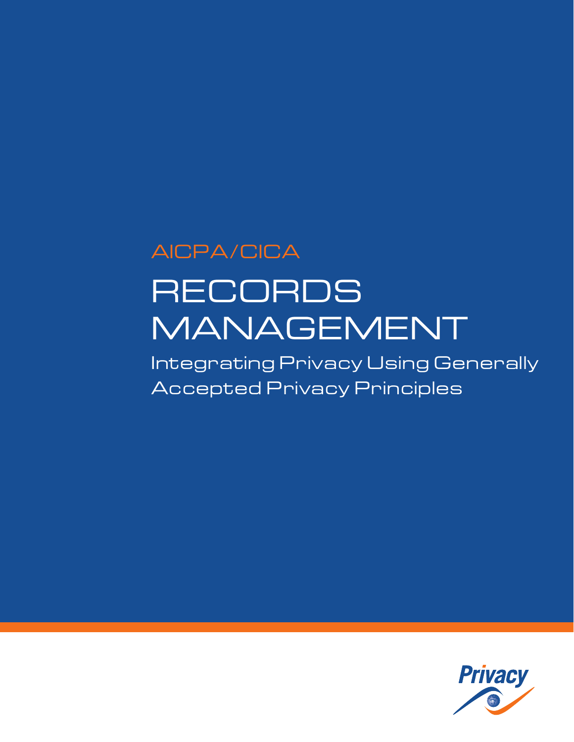AICPA/CICA

# RECORDS MANAGEMENT

## Integrating Privacy Using Generally Accepted Privacy Principles

Privacy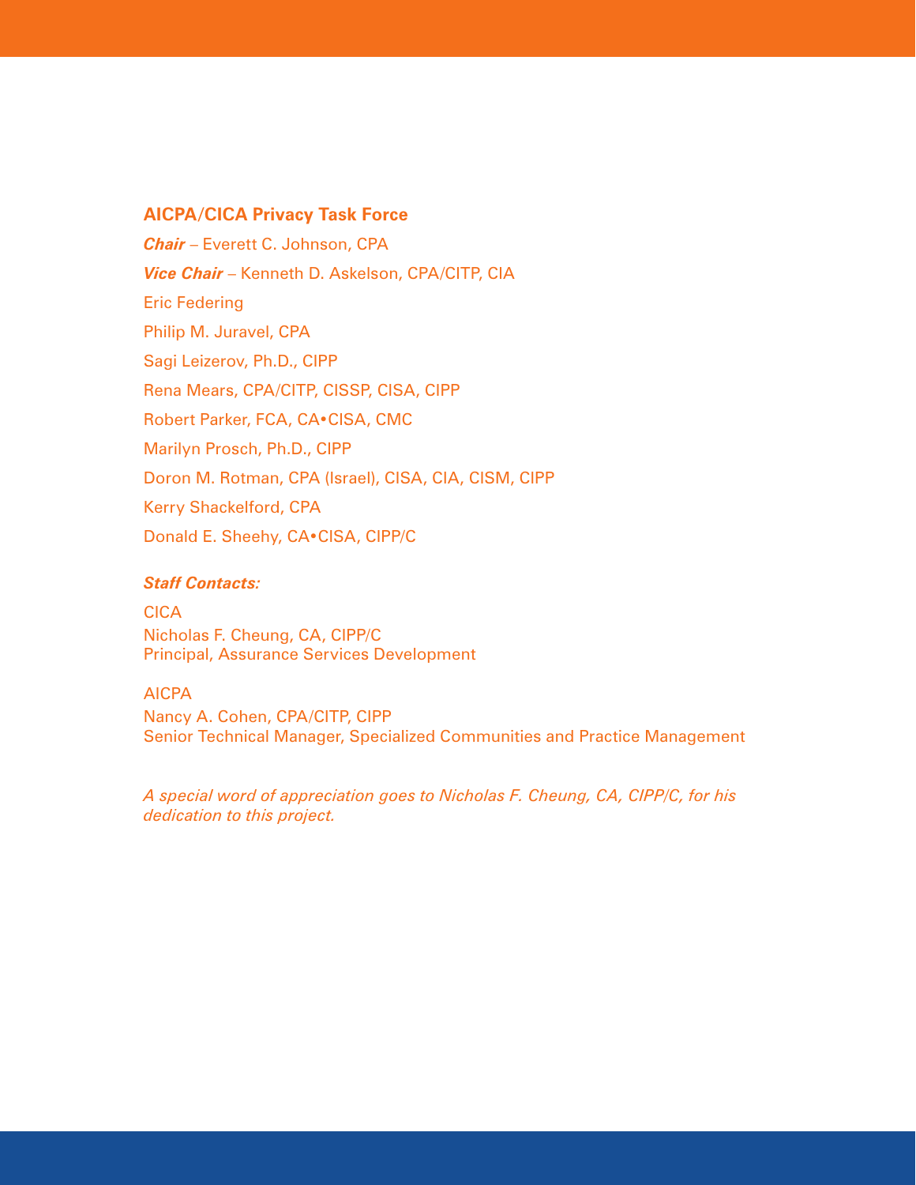## AICPA/CICA Privacy Task Force

***Chair*** – Everett C. Johnson, CPA

***Vice Chair*** – Kenneth D. Askelson, CPA/CITP, CIA

Eric Federing

Philip M. Juravel, CPA

Sagi Leizerov, Ph.D., CIPP

Rena Mears, CPA/CITP, CISSP, CISA, CIPP

Robert Parker, FCA, CA•CISA, CMC

Marilyn Prosch, Ph.D., CIPP

Doron M. Rotman, CPA (Israel), CISA, CIA, CISM, CIPP

Kerry Shackelford, CPA

Donald E. Sheehy, CA•CISA, CIPP/C

***Staff Contacts:***

CICA
Nicholas F. Cheung, CA, CIPP/C
Principal, Assurance Services Development

AICPA
Nancy A. Cohen, CPA/CITP, CIPP
Senior Technical Manager, Specialized Communities and Practice Management

*A special word of appreciation goes to Nicholas F. Cheung, CA, CIPP/C, for his dedication to this project.*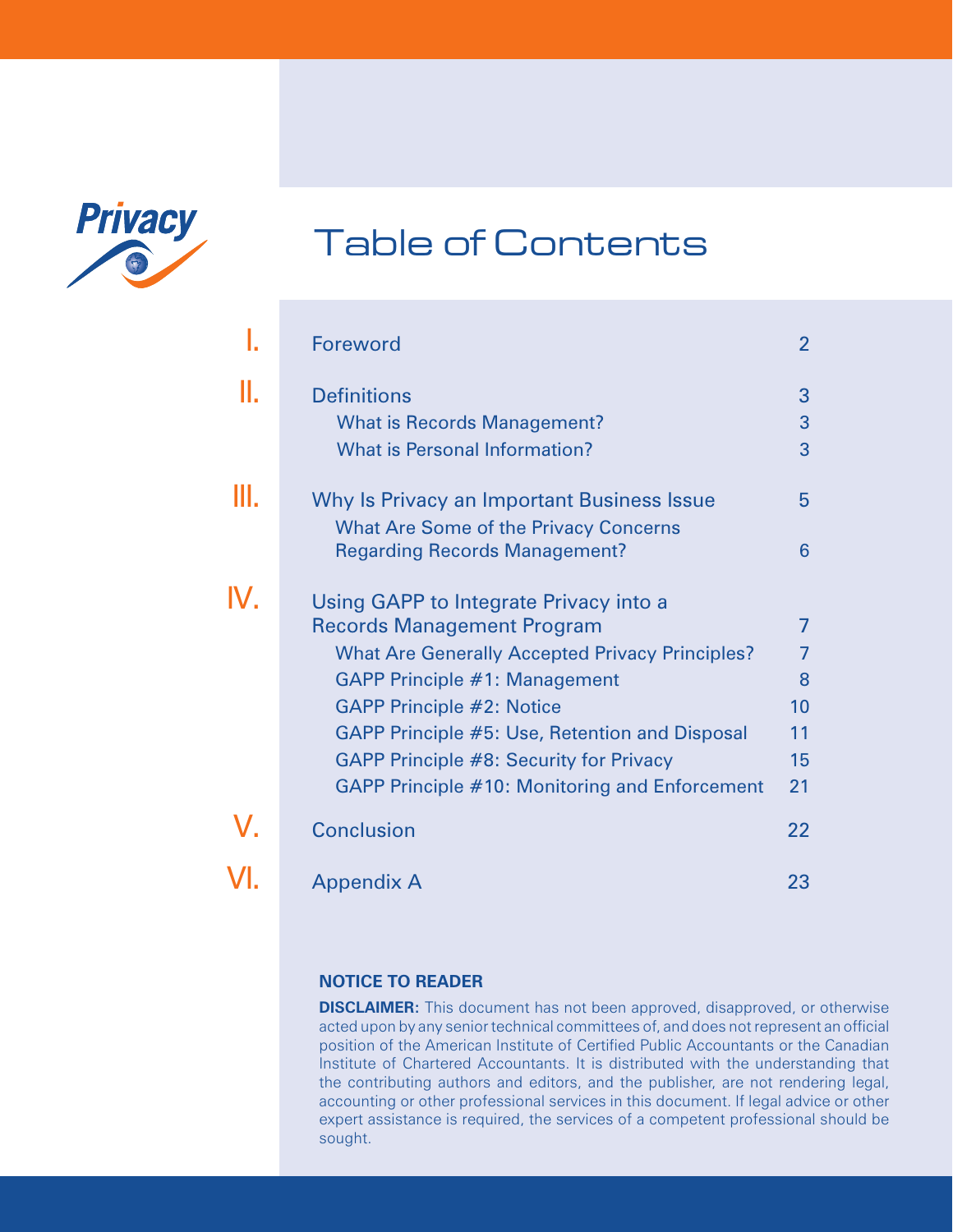# Table of Contents

| | | |
|---|---|---|
| I. | Foreword | 2 |
| II. | Definitions | 3 |
| | What is Records Management? | 3 |
| | What is Personal Information? | 3 |
| III. | Why Is Privacy an Important Business Issue | 5 |
| | What Are Some of the Privacy Concerns Regarding Records Management? | 6 |
| IV. | Using GAPP to Integrate Privacy into a Records Management Program | 7 |
| | What Are Generally Accepted Privacy Principles? | 7 |
| | GAPP Principle #1: Management | 8 |
| | GAPP Principle #2: Notice | 10 |
| | GAPP Principle #5: Use, Retention and Disposal | 11 |
| | GAPP Principle #8: Security for Privacy | 15 |
| | GAPP Principle #10: Monitoring and Enforcement | 21 |
| V. | Conclusion | 22 |
| VI. | Appendix A | 23 |

**NOTICE TO READER**

**DISCLAIMER:** This document has not been approved, disapproved, or otherwise acted upon by any senior technical committees of, and does not represent an official position of the American Institute of Certified Public Accountants or the Canadian Institute of Chartered Accountants. It is distributed with the understanding that the contributing authors and editors, and the publisher, are not rendering legal, accounting or other professional services in this document. If legal advice or other expert assistance is required, the services of a competent professional should be sought.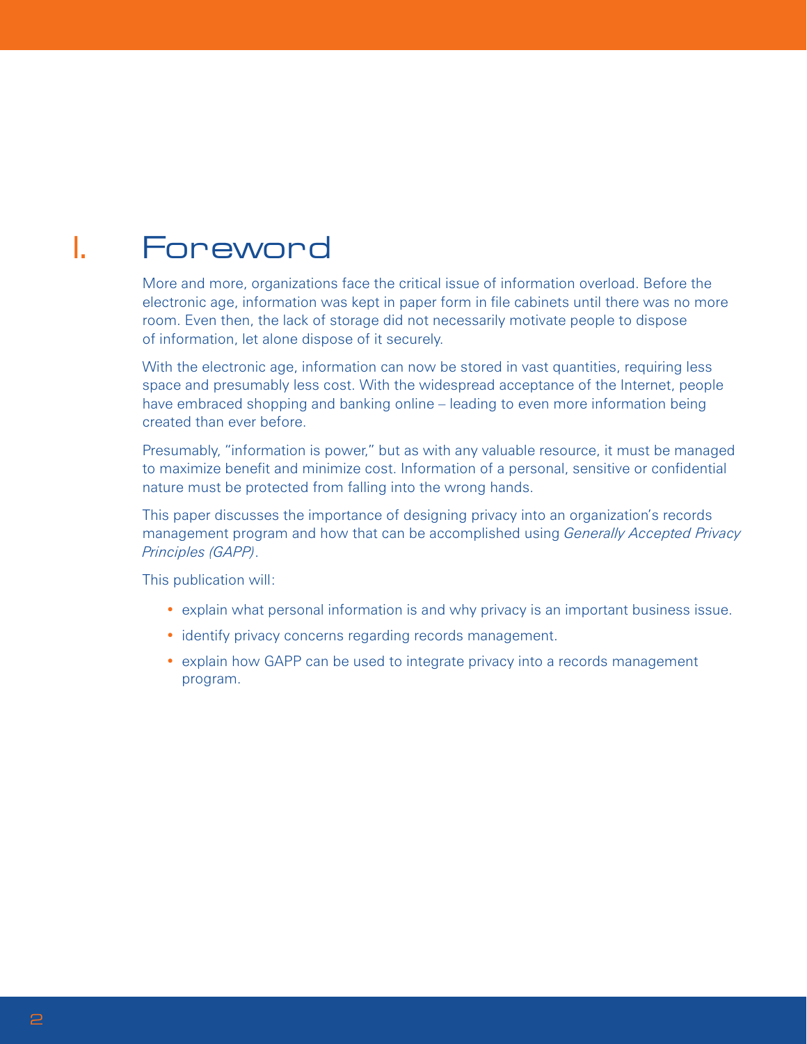# I. Foreword

More and more, organizations face the critical issue of information overload. Before the electronic age, information was kept in paper form in file cabinets until there was no more room. Even then, the lack of storage did not necessarily motivate people to dispose of information, let alone dispose of it securely.

With the electronic age, information can now be stored in vast quantities, requiring less space and presumably less cost. With the widespread acceptance of the Internet, people have embraced shopping and banking online – leading to even more information being created than ever before.

Presumably, "information is power," but as with any valuable resource, it must be managed to maximize benefit and minimize cost. Information of a personal, sensitive or confidential nature must be protected from falling into the wrong hands.

This paper discusses the importance of designing privacy into an organization's records management program and how that can be accomplished using *Generally Accepted Privacy Principles (GAPP)*.

This publication will:

- explain what personal information is and why privacy is an important business issue.
- identify privacy concerns regarding records management.
- explain how GAPP can be used to integrate privacy into a records management program.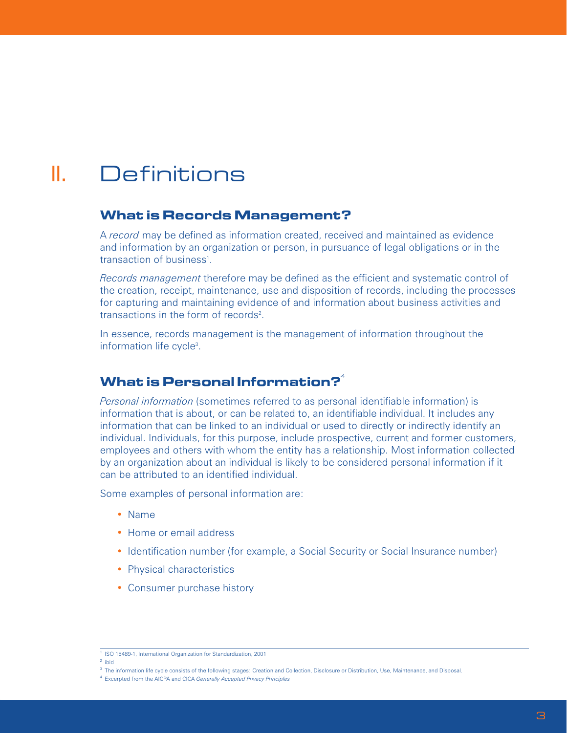# II. Definitions

## What is Records Management?

A *record* may be defined as information created, received and maintained as evidence and information by an organization or person, in pursuance of legal obligations or in the transaction of business[1].

*Records management* therefore may be defined as the efficient and systematic control of the creation, receipt, maintenance, use and disposition of records, including the processes for capturing and maintaining evidence of and information about business activities and transactions in the form of records[2].

In essence, records management is the management of information throughout the information life cycle[3].

## What is Personal Information?[4]

*Personal information* (sometimes referred to as personal identifiable information) is information that is about, or can be related to, an identifiable individual. It includes any information that can be linked to an individual or used to directly or indirectly identify an individual. Individuals, for this purpose, include prospective, current and former customers, employees and others with whom the entity has a relationship. Most information collected by an organization about an individual is likely to be considered personal information if it can be attributed to an identified individual.

Some examples of personal information are:

- Name
- Home or email address
- Identification number (for example, a Social Security or Social Insurance number)
- Physical characteristics
- Consumer purchase history

---

[1] ISO 15489-1, International Organization for Standardization, 2001

[2] ibid

[3] The information life cycle consists of the following stages: Creation and Collection, Disclosure or Distribution, Use, Maintenance, and Disposal.

[4] Excerpted from the AICPA and CICA *Generally Accepted Privacy Principles*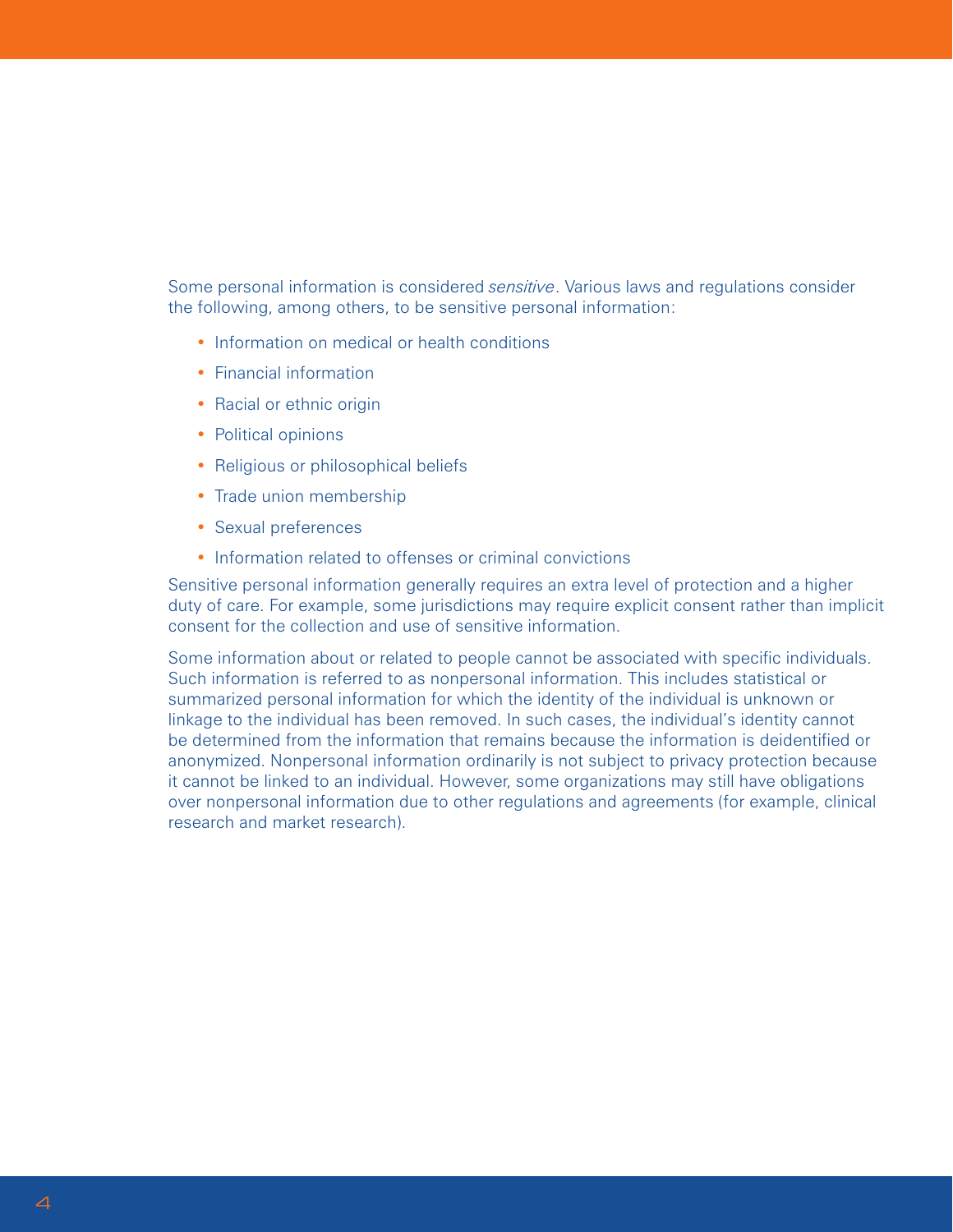Some personal information is considered *sensitive*. Various laws and regulations consider the following, among others, to be sensitive personal information:

- Information on medical or health conditions
- Financial information
- Racial or ethnic origin
- Political opinions
- Religious or philosophical beliefs
- Trade union membership
- Sexual preferences
- Information related to offenses or criminal convictions

Sensitive personal information generally requires an extra level of protection and a higher duty of care. For example, some jurisdictions may require explicit consent rather than implicit consent for the collection and use of sensitive information.

Some information about or related to people cannot be associated with specific individuals. Such information is referred to as nonpersonal information. This includes statistical or summarized personal information for which the identity of the individual is unknown or linkage to the individual has been removed. In such cases, the individual's identity cannot be determined from the information that remains because the information is deidentified or anonymized. Nonpersonal information ordinarily is not subject to privacy protection because it cannot be linked to an individual. However, some organizations may still have obligations over nonpersonal information due to other regulations and agreements (for example, clinical research and market research).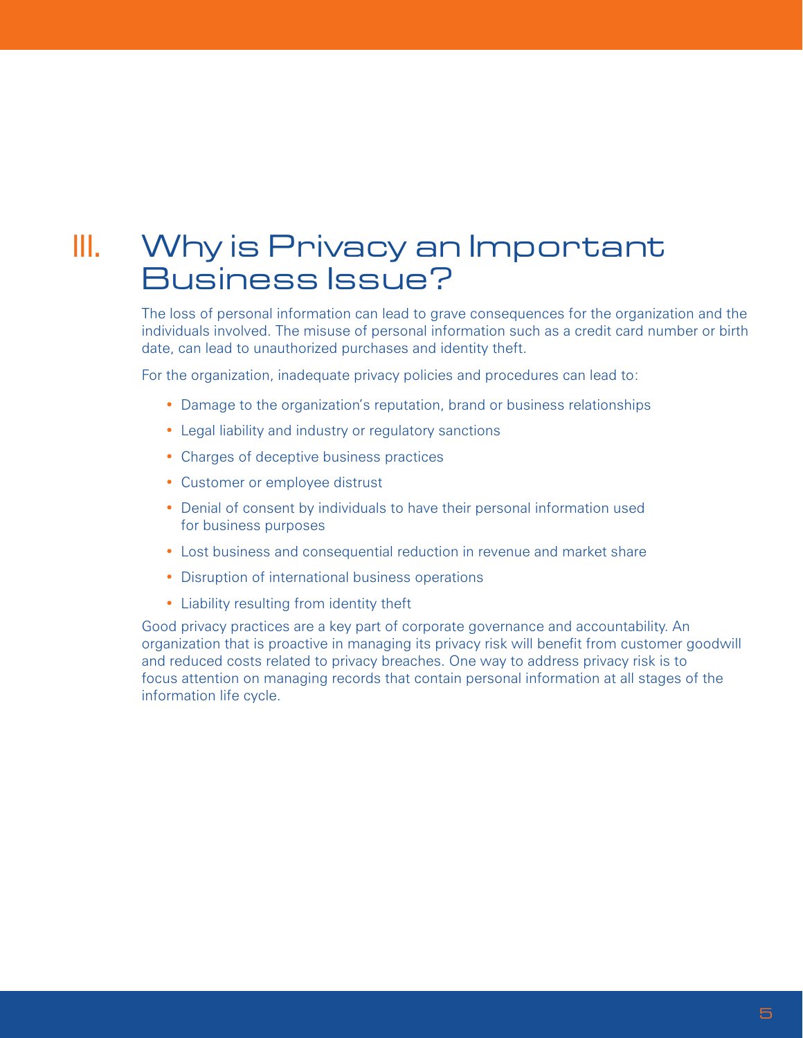# III. Why is Privacy an Important Business Issue?

The loss of personal information can lead to grave consequences for the organization and the individuals involved. The misuse of personal information such as a credit card number or birth date, can lead to unauthorized purchases and identity theft.

For the organization, inadequate privacy policies and procedures can lead to:

- Damage to the organization's reputation, brand or business relationships
- Legal liability and industry or regulatory sanctions
- Charges of deceptive business practices
- Customer or employee distrust
- Denial of consent by individuals to have their personal information used for business purposes
- Lost business and consequential reduction in revenue and market share
- Disruption of international business operations
- Liability resulting from identity theft

Good privacy practices are a key part of corporate governance and accountability. An organization that is proactive in managing its privacy risk will benefit from customer goodwill and reduced costs related to privacy breaches. One way to address privacy risk is to focus attention on managing records that contain personal information at all stages of the information life cycle.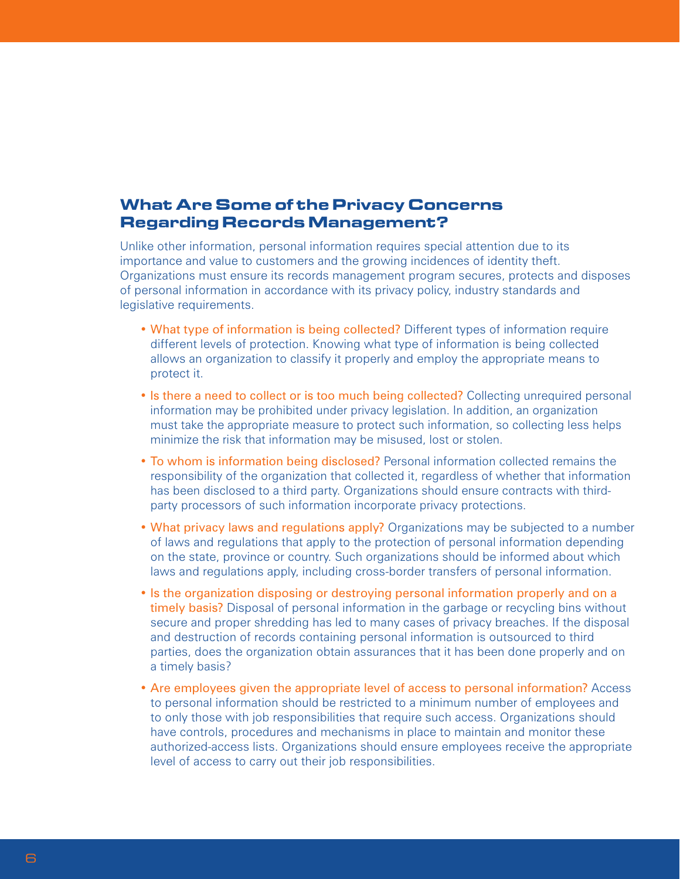## What Are Some of the Privacy Concerns Regarding Records Management?

Unlike other information, personal information requires special attention due to its importance and value to customers and the growing incidences of identity theft. Organizations must ensure its records management program secures, protects and disposes of personal information in accordance with its privacy policy, industry standards and legislative requirements.

- What type of information is being collected? Different types of information require different levels of protection. Knowing what type of information is being collected allows an organization to classify it properly and employ the appropriate means to protect it.
- Is there a need to collect or is too much being collected? Collecting unrequired personal information may be prohibited under privacy legislation. In addition, an organization must take the appropriate measure to protect such information, so collecting less helps minimize the risk that information may be misused, lost or stolen.
- To whom is information being disclosed? Personal information collected remains the responsibility of the organization that collected it, regardless of whether that information has been disclosed to a third party. Organizations should ensure contracts with third-party processors of such information incorporate privacy protections.
- What privacy laws and regulations apply? Organizations may be subjected to a number of laws and regulations that apply to the protection of personal information depending on the state, province or country. Such organizations should be informed about which laws and regulations apply, including cross-border transfers of personal information.
- Is the organization disposing or destroying personal information properly and on a timely basis? Disposal of personal information in the garbage or recycling bins without secure and proper shredding has led to many cases of privacy breaches. If the disposal and destruction of records containing personal information is outsourced to third parties, does the organization obtain assurances that it has been done properly and on a timely basis?
- Are employees given the appropriate level of access to personal information? Access to personal information should be restricted to a minimum number of employees and to only those with job responsibilities that require such access. Organizations should have controls, procedures and mechanisms in place to maintain and monitor these authorized-access lists. Organizations should ensure employees receive the appropriate level of access to carry out their job responsibilities.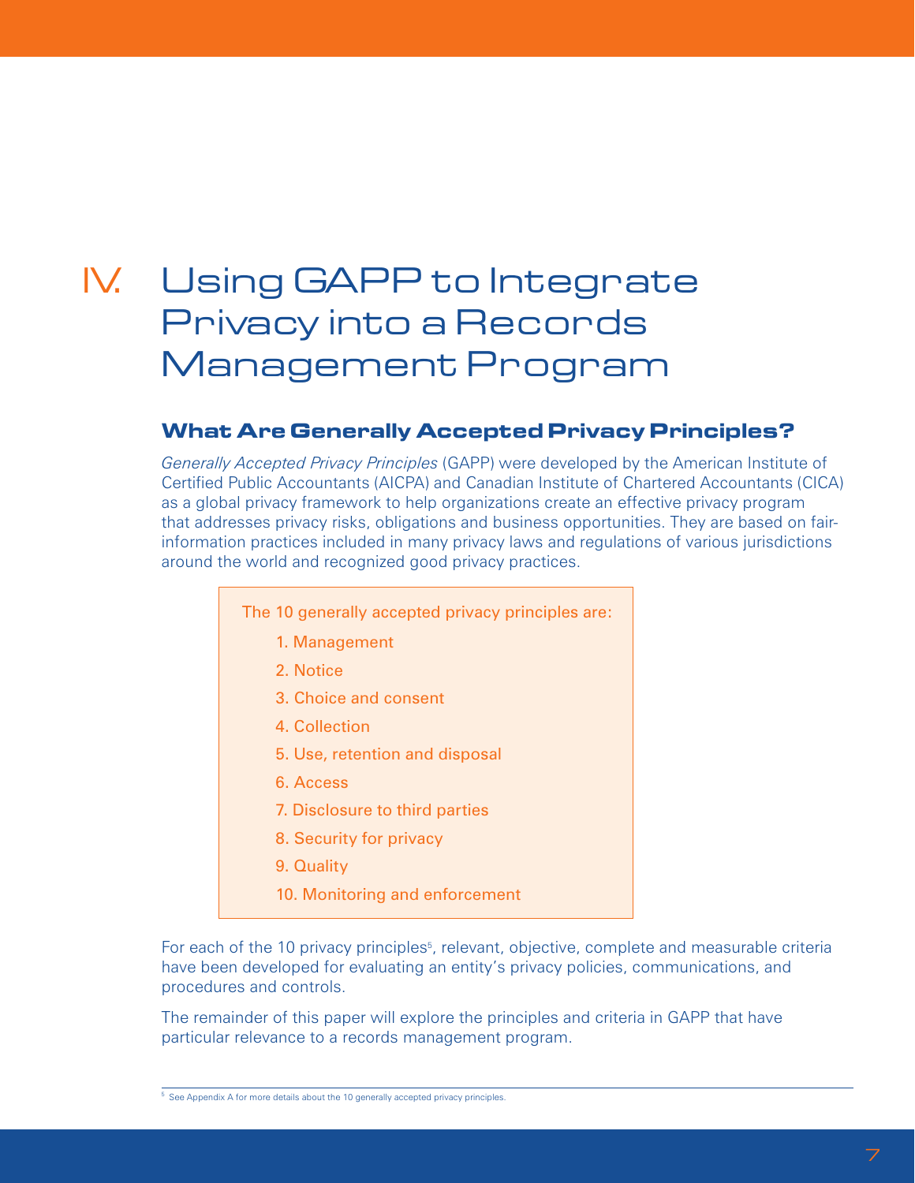# IV. Using GAPP to Integrate Privacy into a Records Management Program

## What Are Generally Accepted Privacy Principles?

*Generally Accepted Privacy Principles* (GAPP) were developed by the American Institute of Certified Public Accountants (AICPA) and Canadian Institute of Chartered Accountants (CICA) as a global privacy framework to help organizations create an effective privacy program that addresses privacy risks, obligations and business opportunities. They are based on fair-information practices included in many privacy laws and regulations of various jurisdictions around the world and recognized good privacy practices.

The 10 generally accepted privacy principles are:

1. Management
2. Notice
3. Choice and consent
4. Collection
5. Use, retention and disposal
6. Access
7. Disclosure to third parties
8. Security for privacy
9. Quality
10. Monitoring and enforcement

For each of the 10 privacy principles[5], relevant, objective, complete and measurable criteria have been developed for evaluating an entity's privacy policies, communications, and procedures and controls.

The remainder of this paper will explore the principles and criteria in GAPP that have particular relevance to a records management program.

[5] See Appendix A for more details about the 10 generally accepted privacy principles.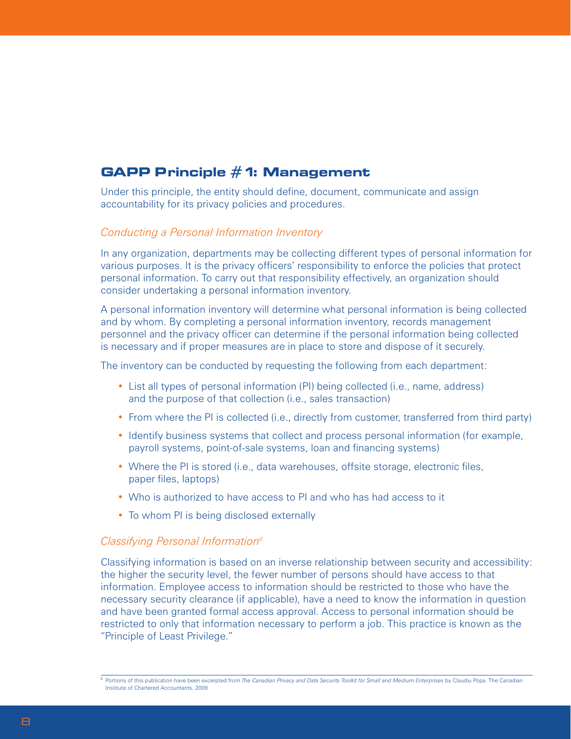## GAPP Principle #1: Management

Under this principle, the entity should define, document, communicate and assign accountability for its privacy policies and procedures.

### *Conducting a Personal Information Inventory*

In any organization, departments may be collecting different types of personal information for various purposes. It is the privacy officers' responsibility to enforce the policies that protect personal information. To carry out that responsibility effectively, an organization should consider undertaking a personal information inventory.

A personal information inventory will determine what personal information is being collected and by whom. By completing a personal information inventory, records management personnel and the privacy officer can determine if the personal information being collected is necessary and if proper measures are in place to store and dispose of it securely.

The inventory can be conducted by requesting the following from each department:

- List all types of personal information (PI) being collected (i.e., name, address) and the purpose of that collection (i.e., sales transaction)
- From where the PI is collected (i.e., directly from customer, transferred from third party)
- Identify business systems that collect and process personal information (for example, payroll systems, point-of-sale systems, loan and financing systems)
- Where the PI is stored (i.e., data warehouses, offsite storage, electronic files, paper files, laptops)
- Who is authorized to have access to PI and who has had access to it
- To whom PI is being disclosed externally

### *Classifying Personal Information*[6]

Classifying information is based on an inverse relationship between security and accessibility: the higher the security level, the fewer number of persons should have access to that information. Employee access to information should be restricted to those who have the necessary security clearance (if applicable), have a need to know the information in question and have been granted formal access approval. Access to personal information should be restricted to only that information necessary to perform a job. This practice is known as the "Principle of Least Privilege."

---

[6] Portions of this publication have been excerpted from *The Canadian Privacy and Data Security Toolkit for Small and Medium Enterprises* by Claudiu Popa. The Canadian Institute of Chartered Accountants, 2009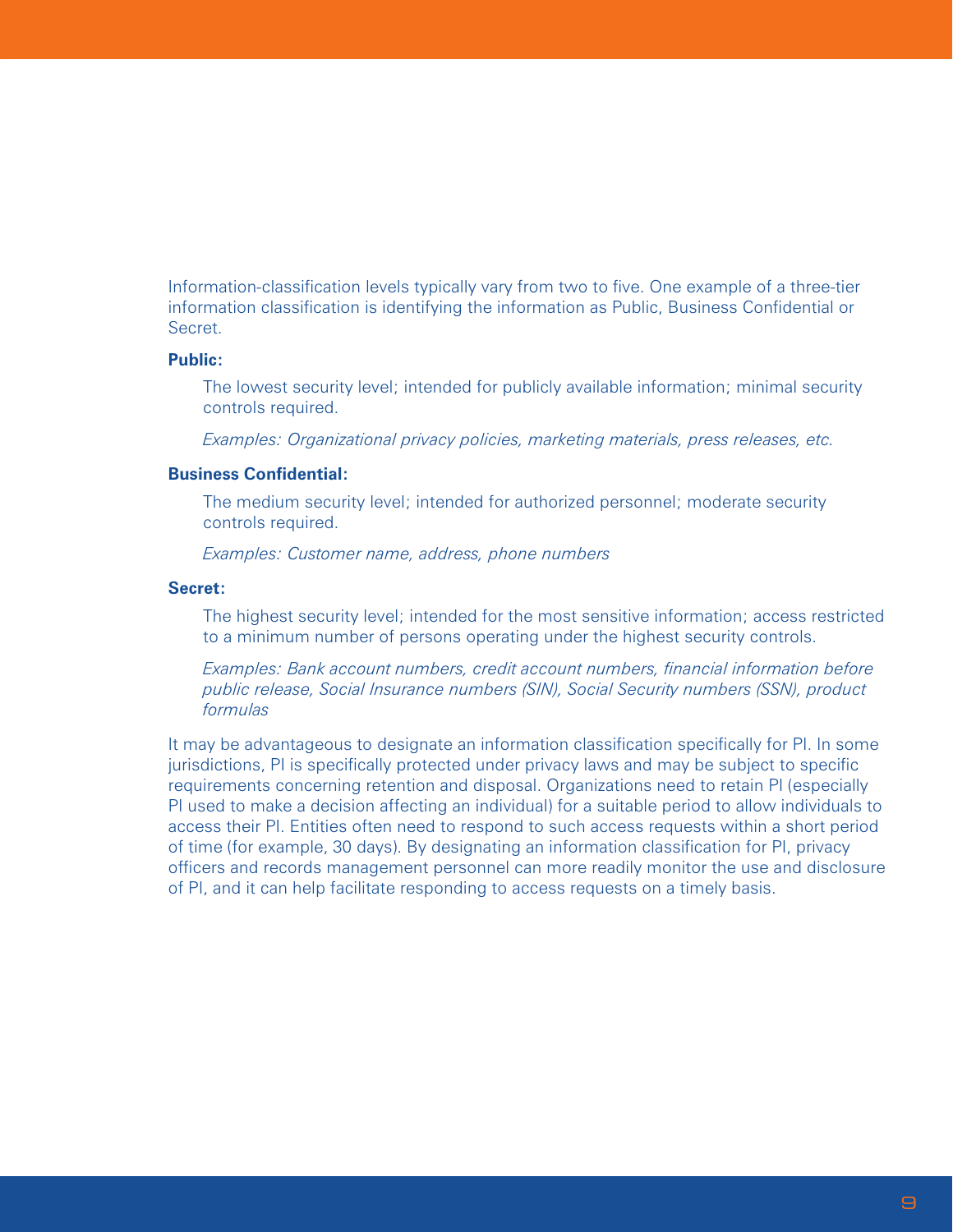Information-classification levels typically vary from two to five. One example of a three-tier information classification is identifying the information as Public, Business Confidential or Secret.

**Public:**

The lowest security level; intended for publicly available information; minimal security controls required.

*Examples: Organizational privacy policies, marketing materials, press releases, etc.*

**Business Confidential:**

The medium security level; intended for authorized personnel; moderate security controls required.

*Examples: Customer name, address, phone numbers*

**Secret:**

The highest security level; intended for the most sensitive information; access restricted to a minimum number of persons operating under the highest security controls.

*Examples: Bank account numbers, credit account numbers, financial information before public release, Social Insurance numbers (SIN), Social Security numbers (SSN), product formulas*

It may be advantageous to designate an information classification specifically for PI. In some jurisdictions, PI is specifically protected under privacy laws and may be subject to specific requirements concerning retention and disposal. Organizations need to retain PI (especially PI used to make a decision affecting an individual) for a suitable period to allow individuals to access their PI. Entities often need to respond to such access requests within a short period of time (for example, 30 days). By designating an information classification for PI, privacy officers and records management personnel can more readily monitor the use and disclosure of PI, and it can help facilitate responding to access requests on a timely basis.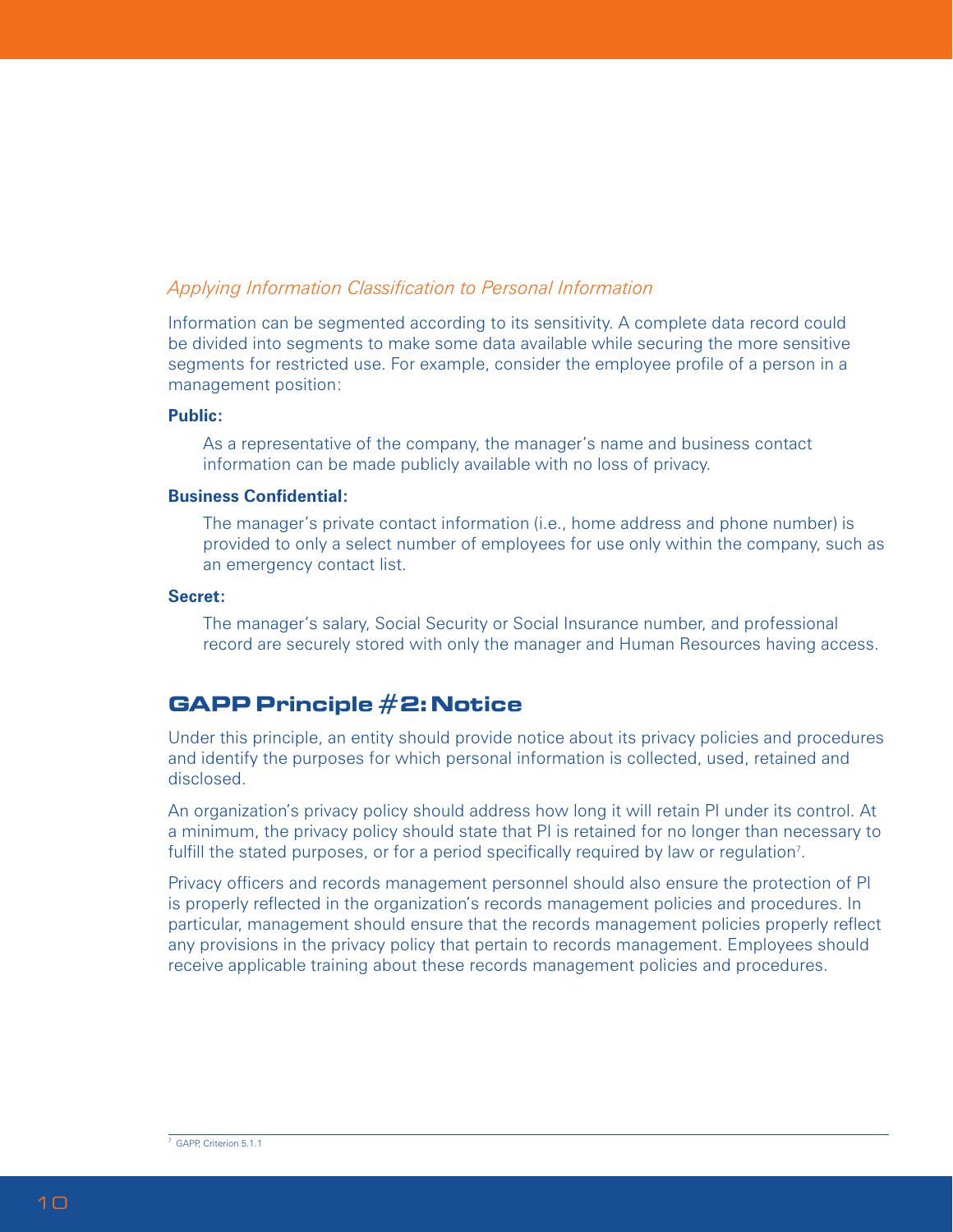*Applying Information Classification to Personal Information*

Information can be segmented according to its sensitivity. A complete data record could be divided into segments to make some data available while securing the more sensitive segments for restricted use. For example, consider the employee profile of a person in a management position:

**Public:**

As a representative of the company, the manager's name and business contact information can be made publicly available with no loss of privacy.

**Business Confidential:**

The manager's private contact information (i.e., home address and phone number) is provided to only a select number of employees for use only within the company, such as an emergency contact list.

**Secret:**

The manager's salary, Social Security or Social Insurance number, and professional record are securely stored with only the manager and Human Resources having access.

## GAPP Principle #2: Notice

Under this principle, an entity should provide notice about its privacy policies and procedures and identify the purposes for which personal information is collected, used, retained and disclosed.

An organization's privacy policy should address how long it will retain PI under its control. At a minimum, the privacy policy should state that PI is retained for no longer than necessary to fulfill the stated purposes, or for a period specifically required by law or regulation[7].

Privacy officers and records management personnel should also ensure the protection of PI is properly reflected in the organization's records management policies and procedures. In particular, management should ensure that the records management policies properly reflect any provisions in the privacy policy that pertain to records management. Employees should receive applicable training about these records management policies and procedures.

[7] GAPP, Criterion 5.1.1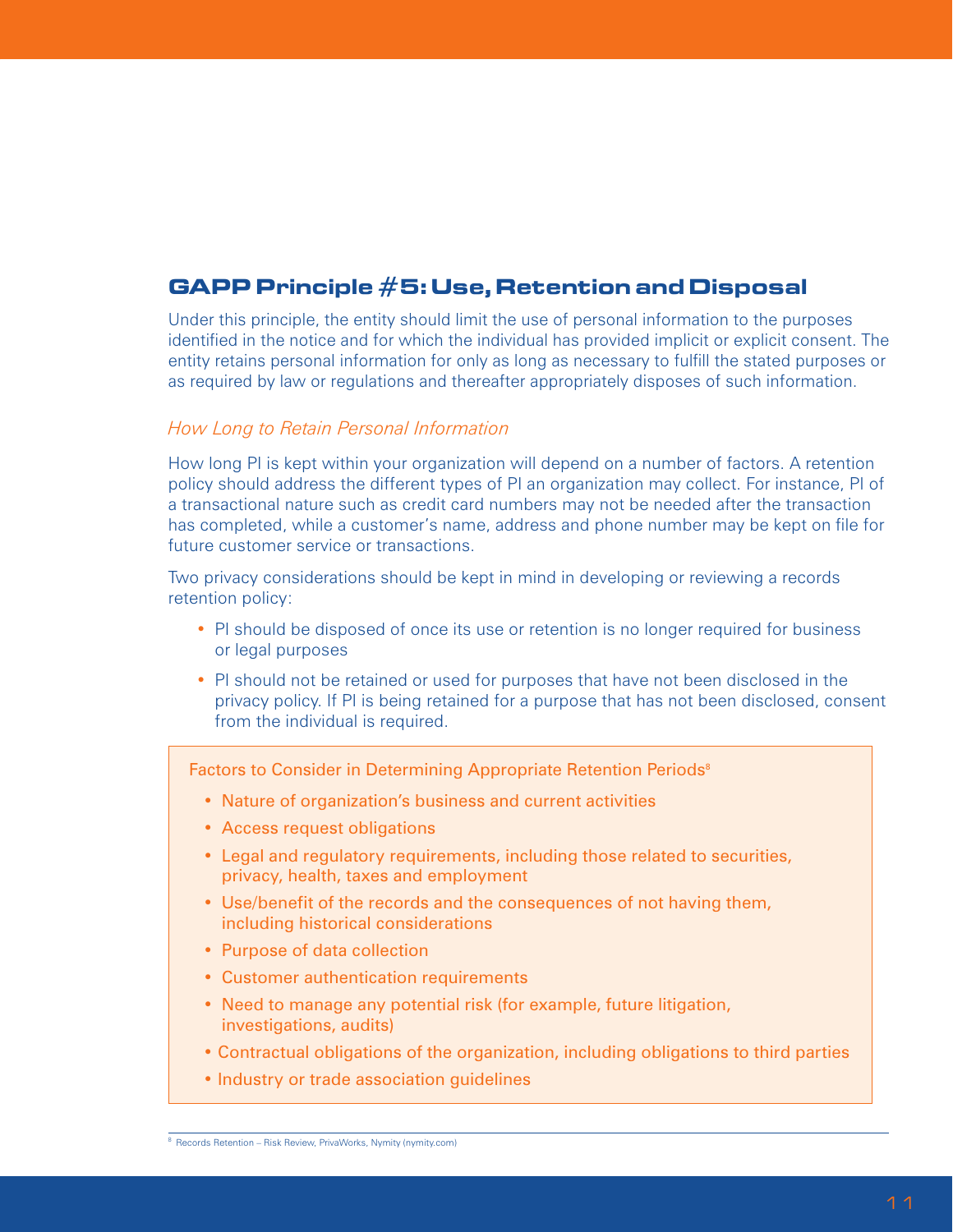## GAPP Principle #5: Use, Retention and Disposal

Under this principle, the entity should limit the use of personal information to the purposes identified in the notice and for which the individual has provided implicit or explicit consent. The entity retains personal information for only as long as necessary to fulfill the stated purposes or as required by law or regulations and thereafter appropriately disposes of such information.

### *How Long to Retain Personal Information*

How long PI is kept within your organization will depend on a number of factors. A retention policy should address the different types of PI an organization may collect. For instance, PI of a transactional nature such as credit card numbers may not be needed after the transaction has completed, while a customer's name, address and phone number may be kept on file for future customer service or transactions.

Two privacy considerations should be kept in mind in developing or reviewing a records retention policy:

- PI should be disposed of once its use or retention is no longer required for business or legal purposes
- PI should not be retained or used for purposes that have not been disclosed in the privacy policy. If PI is being retained for a purpose that has not been disclosed, consent from the individual is required.

Factors to Consider in Determining Appropriate Retention Periods[8]

- Nature of organization's business and current activities
- Access request obligations
- Legal and regulatory requirements, including those related to securities, privacy, health, taxes and employment
- Use/benefit of the records and the consequences of not having them, including historical considerations
- Purpose of data collection
- Customer authentication requirements
- Need to manage any potential risk (for example, future litigation, investigations, audits)
- Contractual obligations of the organization, including obligations to third parties
- Industry or trade association guidelines

[8] Records Retention – Risk Review, PrivaWorks, Nymity (nymity.com)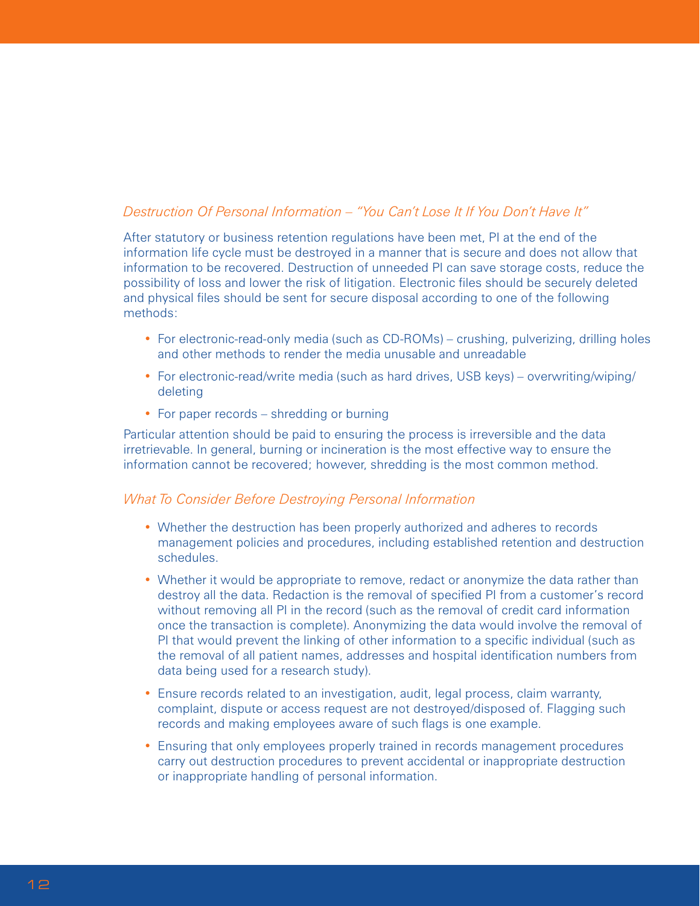### *Destruction Of Personal Information – "You Can't Lose It If You Don't Have It"*

After statutory or business retention regulations have been met, PI at the end of the information life cycle must be destroyed in a manner that is secure and does not allow that information to be recovered. Destruction of unneeded PI can save storage costs, reduce the possibility of loss and lower the risk of litigation. Electronic files should be securely deleted and physical files should be sent for secure disposal according to one of the following methods:

- For electronic-read-only media (such as CD-ROMs) – crushing, pulverizing, drilling holes and other methods to render the media unusable and unreadable
- For electronic-read/write media (such as hard drives, USB keys) – overwriting/wiping/deleting
- For paper records – shredding or burning

Particular attention should be paid to ensuring the process is irreversible and the data irretrievable. In general, burning or incineration is the most effective way to ensure the information cannot be recovered; however, shredding is the most common method.

### *What To Consider Before Destroying Personal Information*

- Whether the destruction has been properly authorized and adheres to records management policies and procedures, including established retention and destruction schedules.
- Whether it would be appropriate to remove, redact or anonymize the data rather than destroy all the data. Redaction is the removal of specified PI from a customer's record without removing all PI in the record (such as the removal of credit card information once the transaction is complete). Anonymizing the data would involve the removal of PI that would prevent the linking of other information to a specific individual (such as the removal of all patient names, addresses and hospital identification numbers from data being used for a research study).
- Ensure records related to an investigation, audit, legal process, claim warranty, complaint, dispute or access request are not destroyed/disposed of. Flagging such records and making employees aware of such flags is one example.
- Ensuring that only employees properly trained in records management procedures carry out destruction procedures to prevent accidental or inappropriate destruction or inappropriate handling of personal information.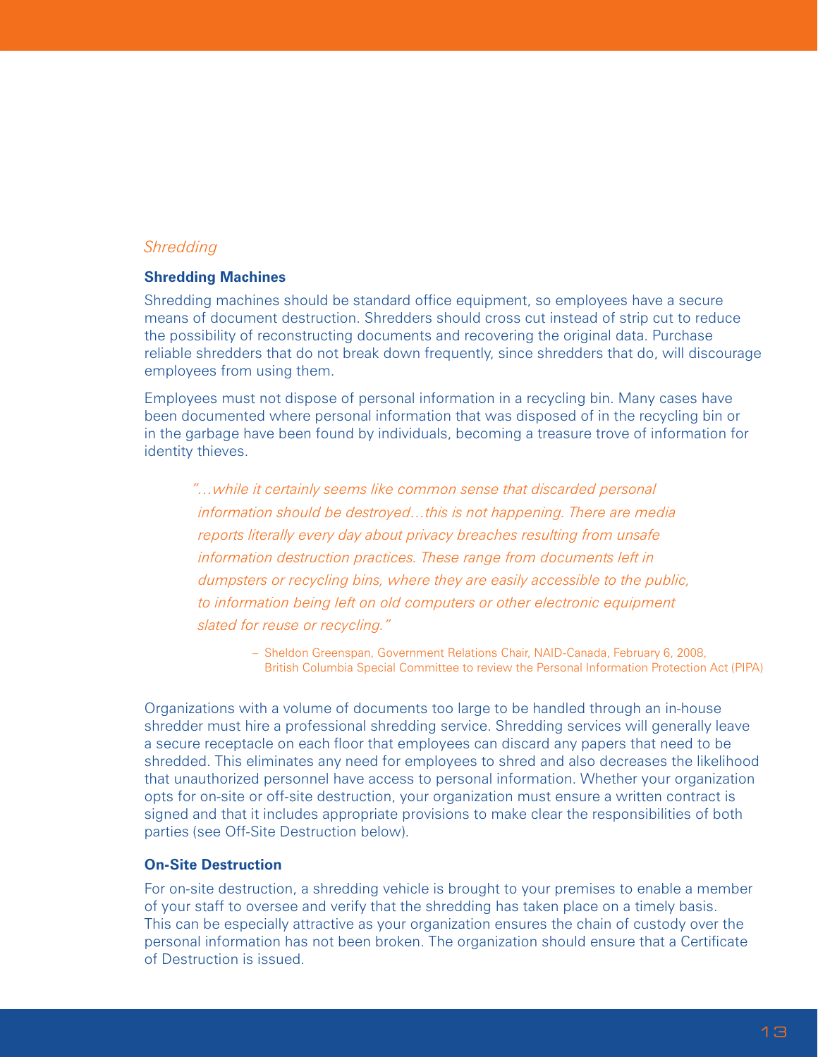*Shredding*

### Shredding Machines

Shredding machines should be standard office equipment, so employees have a secure means of document destruction. Shredders should cross cut instead of strip cut to reduce the possibility of reconstructing documents and recovering the original data. Purchase reliable shredders that do not break down frequently, since shredders that do, will discourage employees from using them.

Employees must not dispose of personal information in a recycling bin. Many cases have been documented where personal information that was disposed of in the recycling bin or in the garbage have been found by individuals, becoming a treasure trove of information for identity thieves.

> *"…while it certainly seems like common sense that discarded personal information should be destroyed…this is not happening. There are media reports literally every day about privacy breaches resulting from unsafe information destruction practices. These range from documents left in dumpsters or recycling bins, where they are easily accessible to the public, to information being left on old computers or other electronic equipment slated for reuse or recycling."*
>
> – Sheldon Greenspan, Government Relations Chair, NAID-Canada, February 6, 2008, British Columbia Special Committee to review the Personal Information Protection Act (PIPA)

Organizations with a volume of documents too large to be handled through an in-house shredder must hire a professional shredding service. Shredding services will generally leave a secure receptacle on each floor that employees can discard any papers that need to be shredded. This eliminates any need for employees to shred and also decreases the likelihood that unauthorized personnel have access to personal information. Whether your organization opts for on-site or off-site destruction, your organization must ensure a written contract is signed and that it includes appropriate provisions to make clear the responsibilities of both parties (see Off-Site Destruction below).

### On-Site Destruction

For on-site destruction, a shredding vehicle is brought to your premises to enable a member of your staff to oversee and verify that the shredding has taken place on a timely basis. This can be especially attractive as your organization ensures the chain of custody over the personal information has not been broken. The organization should ensure that a Certificate of Destruction is issued.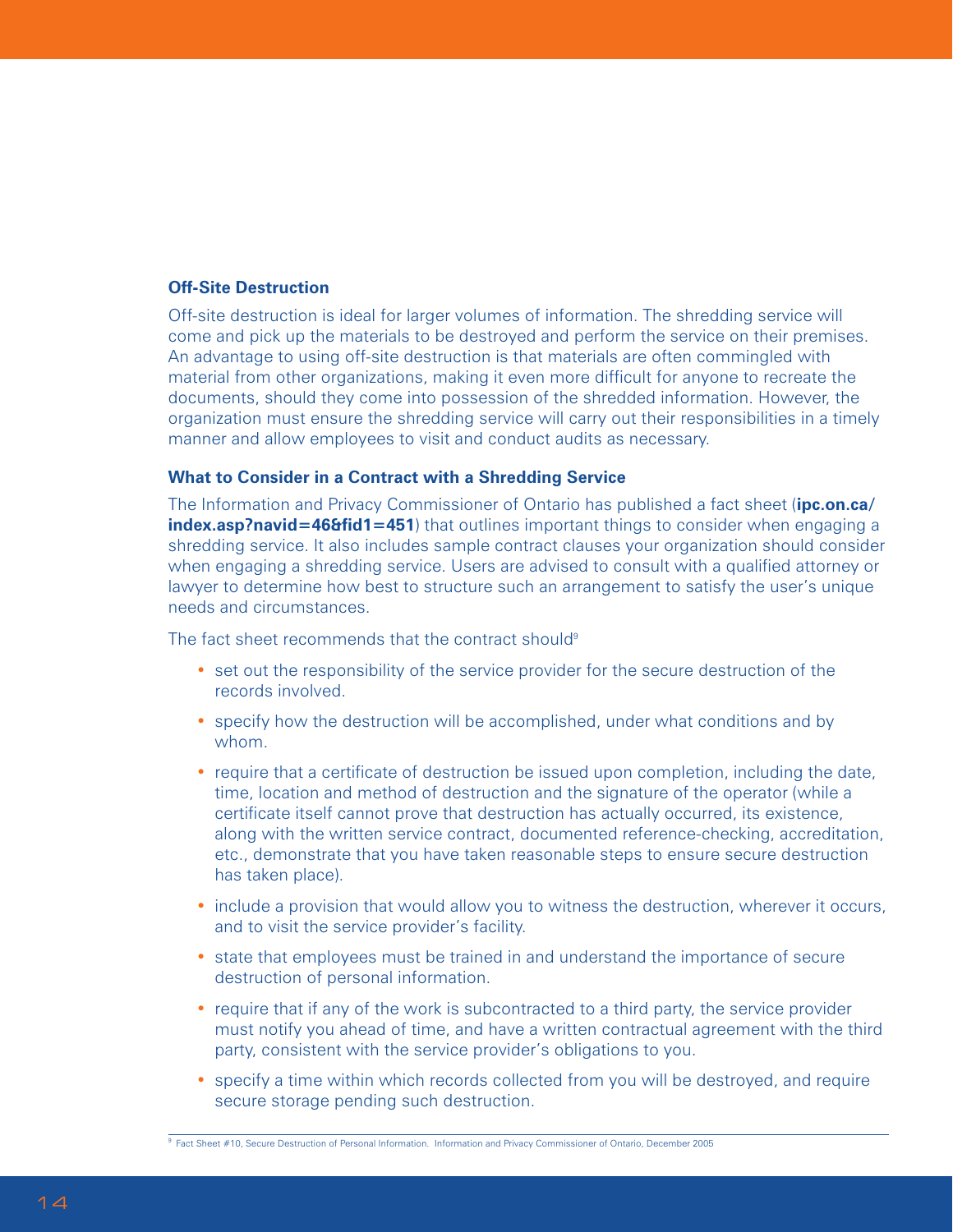### Off-Site Destruction

Off-site destruction is ideal for larger volumes of information. The shredding service will come and pick up the materials to be destroyed and perform the service on their premises. An advantage to using off-site destruction is that materials are often commingled with material from other organizations, making it even more difficult for anyone to recreate the documents, should they come into possession of the shredded information. However, the organization must ensure the shredding service will carry out their responsibilities in a timely manner and allow employees to visit and conduct audits as necessary.

### What to Consider in a Contract with a Shredding Service

The Information and Privacy Commissioner of Ontario has published a fact sheet (**ipc.on.ca/index.asp?navid=46&fid1=451**) that outlines important things to consider when engaging a shredding service. It also includes sample contract clauses your organization should consider when engaging a shredding service. Users are advised to consult with a qualified attorney or lawyer to determine how best to structure such an arrangement to satisfy the user's unique needs and circumstances.

The fact sheet recommends that the contract should[9]

- set out the responsibility of the service provider for the secure destruction of the records involved.
- specify how the destruction will be accomplished, under what conditions and by whom.
- require that a certificate of destruction be issued upon completion, including the date, time, location and method of destruction and the signature of the operator (while a certificate itself cannot prove that destruction has actually occurred, its existence, along with the written service contract, documented reference-checking, accreditation, etc., demonstrate that you have taken reasonable steps to ensure secure destruction has taken place).
- include a provision that would allow you to witness the destruction, wherever it occurs, and to visit the service provider's facility.
- state that employees must be trained in and understand the importance of secure destruction of personal information.
- require that if any of the work is subcontracted to a third party, the service provider must notify you ahead of time, and have a written contractual agreement with the third party, consistent with the service provider's obligations to you.
- specify a time within which records collected from you will be destroyed, and require secure storage pending such destruction.

[9] Fact Sheet #10, Secure Destruction of Personal Information. Information and Privacy Commissioner of Ontario, December 2005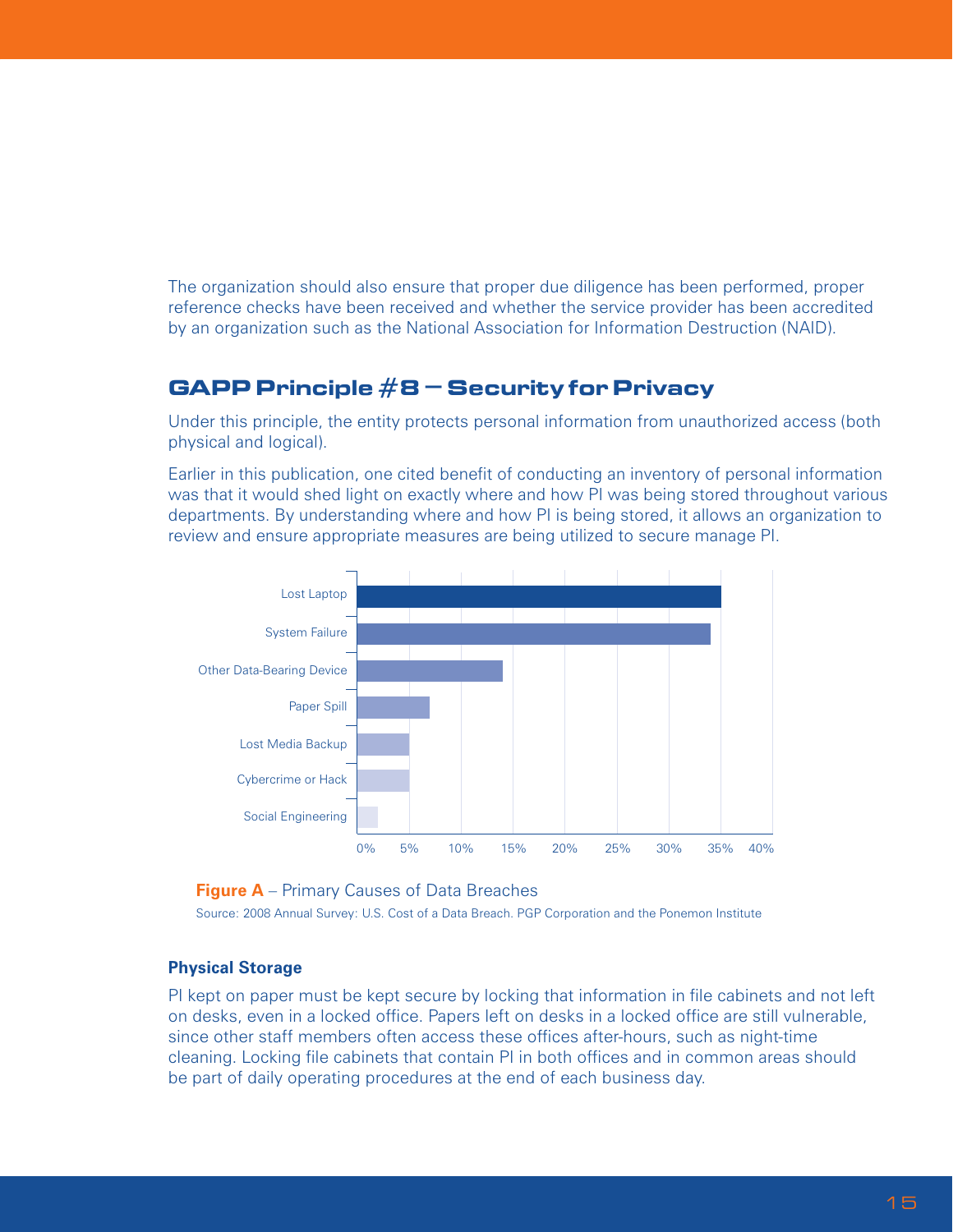The organization should also ensure that proper due diligence has been performed, proper reference checks have been received and whether the service provider has been accredited by an organization such as the National Association for Information Destruction (NAID).

## GAPP Principle #8 – Security for Privacy

Under this principle, the entity protects personal information from unauthorized access (both physical and logical).

Earlier in this publication, one cited benefit of conducting an inventory of personal information was that it would shed light on exactly where and how PI was being stored throughout various departments. By understanding where and how PI is being stored, it allows an organization to review and ensure appropriate measures are being utilized to secure manage PI.

**Figure A** – Primary Causes of Data Breaches

Source: 2008 Annual Survey: U.S. Cost of a Data Breach. PGP Corporation and the Ponemon Institute

### Physical Storage

PI kept on paper must be kept secure by locking that information in file cabinets and not left on desks, even in a locked office. Papers left on desks in a locked office are still vulnerable, since other staff members often access these offices after-hours, such as night-time cleaning. Locking file cabinets that contain PI in both offices and in common areas should be part of daily operating procedures at the end of each business day.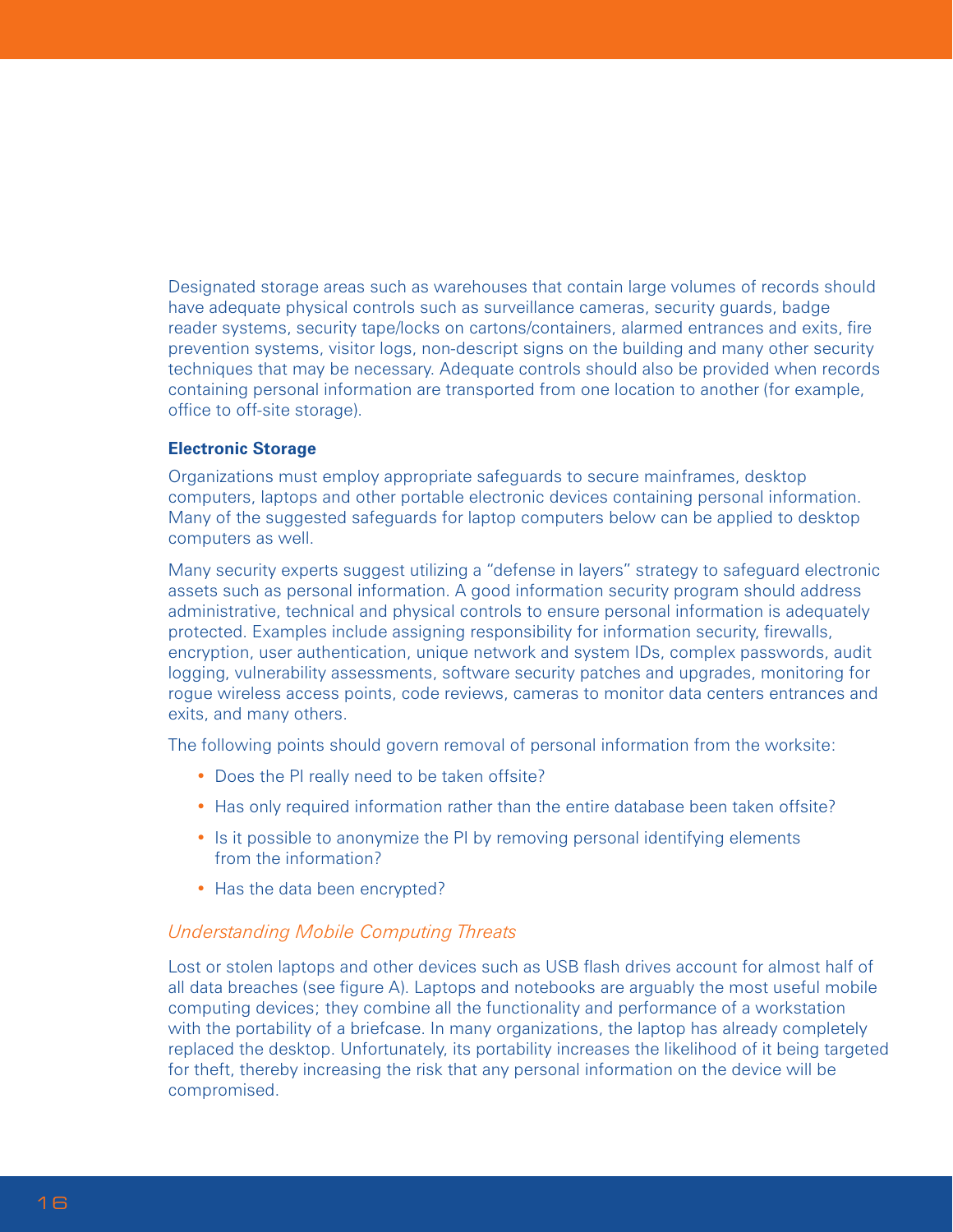Designated storage areas such as warehouses that contain large volumes of records should have adequate physical controls such as surveillance cameras, security guards, badge reader systems, security tape/locks on cartons/containers, alarmed entrances and exits, fire prevention systems, visitor logs, non-descript signs on the building and many other security techniques that may be necessary. Adequate controls should also be provided when records containing personal information are transported from one location to another (for example, office to off-site storage).

**Electronic Storage**

Organizations must employ appropriate safeguards to secure mainframes, desktop computers, laptops and other portable electronic devices containing personal information. Many of the suggested safeguards for laptop computers below can be applied to desktop computers as well.

Many security experts suggest utilizing a "defense in layers" strategy to safeguard electronic assets such as personal information. A good information security program should address administrative, technical and physical controls to ensure personal information is adequately protected. Examples include assigning responsibility for information security, firewalls, encryption, user authentication, unique network and system IDs, complex passwords, audit logging, vulnerability assessments, software security patches and upgrades, monitoring for rogue wireless access points, code reviews, cameras to monitor data centers entrances and exits, and many others.

The following points should govern removal of personal information from the worksite:

- Does the PI really need to be taken offsite?
- Has only required information rather than the entire database been taken offsite?
- Is it possible to anonymize the PI by removing personal identifying elements from the information?
- Has the data been encrypted?

*Understanding Mobile Computing Threats*

Lost or stolen laptops and other devices such as USB flash drives account for almost half of all data breaches (see figure A). Laptops and notebooks are arguably the most useful mobile computing devices; they combine all the functionality and performance of a workstation with the portability of a briefcase. In many organizations, the laptop has already completely replaced the desktop. Unfortunately, its portability increases the likelihood of it being targeted for theft, thereby increasing the risk that any personal information on the device will be compromised.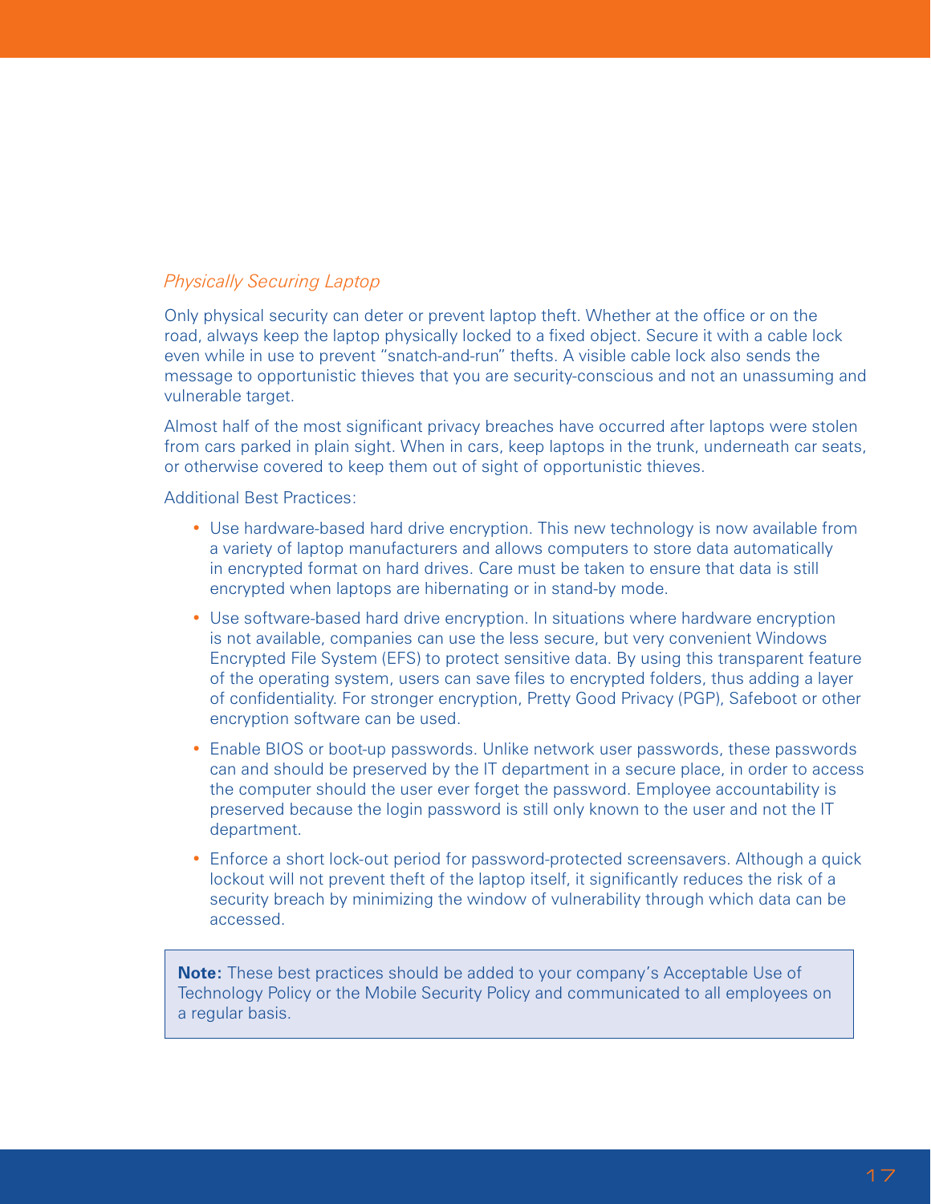*Physically Securing Laptop*

Only physical security can deter or prevent laptop theft. Whether at the office or on the road, always keep the laptop physically locked to a fixed object. Secure it with a cable lock even while in use to prevent "snatch-and-run" thefts. A visible cable lock also sends the message to opportunistic thieves that you are security-conscious and not an unassuming and vulnerable target.

Almost half of the most significant privacy breaches have occurred after laptops were stolen from cars parked in plain sight. When in cars, keep laptops in the trunk, underneath car seats, or otherwise covered to keep them out of sight of opportunistic thieves.

Additional Best Practices:

- Use hardware-based hard drive encryption. This new technology is now available from a variety of laptop manufacturers and allows computers to store data automatically in encrypted format on hard drives. Care must be taken to ensure that data is still encrypted when laptops are hibernating or in stand-by mode.
- Use software-based hard drive encryption. In situations where hardware encryption is not available, companies can use the less secure, but very convenient Windows Encrypted File System (EFS) to protect sensitive data. By using this transparent feature of the operating system, users can save files to encrypted folders, thus adding a layer of confidentiality. For stronger encryption, Pretty Good Privacy (PGP), Safeboot or other encryption software can be used.
- Enable BIOS or boot-up passwords. Unlike network user passwords, these passwords can and should be preserved by the IT department in a secure place, in order to access the computer should the user ever forget the password. Employee accountability is preserved because the login password is still only known to the user and not the IT department.
- Enforce a short lock-out period for password-protected screensavers. Although a quick lockout will not prevent theft of the laptop itself, it significantly reduces the risk of a security breach by minimizing the window of vulnerability through which data can be accessed.

> **Note:** These best practices should be added to your company's Acceptable Use of Technology Policy or the Mobile Security Policy and communicated to all employees on a regular basis.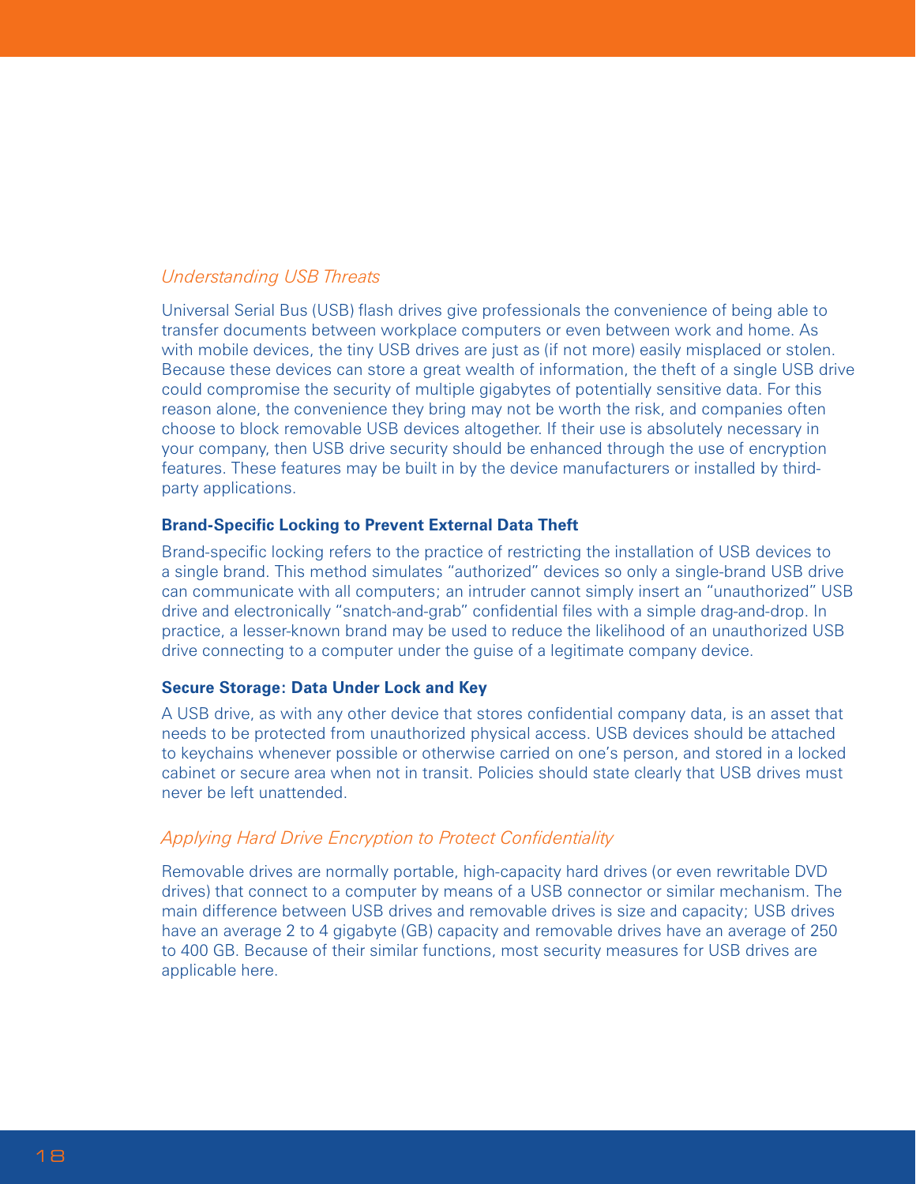## *Understanding USB Threats*

Universal Serial Bus (USB) flash drives give professionals the convenience of being able to transfer documents between workplace computers or even between work and home. As with mobile devices, the tiny USB drives are just as (if not more) easily misplaced or stolen. Because these devices can store a great wealth of information, the theft of a single USB drive could compromise the security of multiple gigabytes of potentially sensitive data. For this reason alone, the convenience they bring may not be worth the risk, and companies often choose to block removable USB devices altogether. If their use is absolutely necessary in your company, then USB drive security should be enhanced through the use of encryption features. These features may be built in by the device manufacturers or installed by third-party applications.

### Brand-Specific Locking to Prevent External Data Theft

Brand-specific locking refers to the practice of restricting the installation of USB devices to a single brand. This method simulates "authorized" devices so only a single-brand USB drive can communicate with all computers; an intruder cannot simply insert an "unauthorized" USB drive and electronically "snatch-and-grab" confidential files with a simple drag-and-drop. In practice, a lesser-known brand may be used to reduce the likelihood of an unauthorized USB drive connecting to a computer under the guise of a legitimate company device.

### Secure Storage: Data Under Lock and Key

A USB drive, as with any other device that stores confidential company data, is an asset that needs to be protected from unauthorized physical access. USB devices should be attached to keychains whenever possible or otherwise carried on one's person, and stored in a locked cabinet or secure area when not in transit. Policies should state clearly that USB drives must never be left unattended.

## *Applying Hard Drive Encryption to Protect Confidentiality*

Removable drives are normally portable, high-capacity hard drives (or even rewritable DVD drives) that connect to a computer by means of a USB connector or similar mechanism. The main difference between USB drives and removable drives is size and capacity; USB drives have an average 2 to 4 gigabyte (GB) capacity and removable drives have an average of 250 to 400 GB. Because of their similar functions, most security measures for USB drives are applicable here.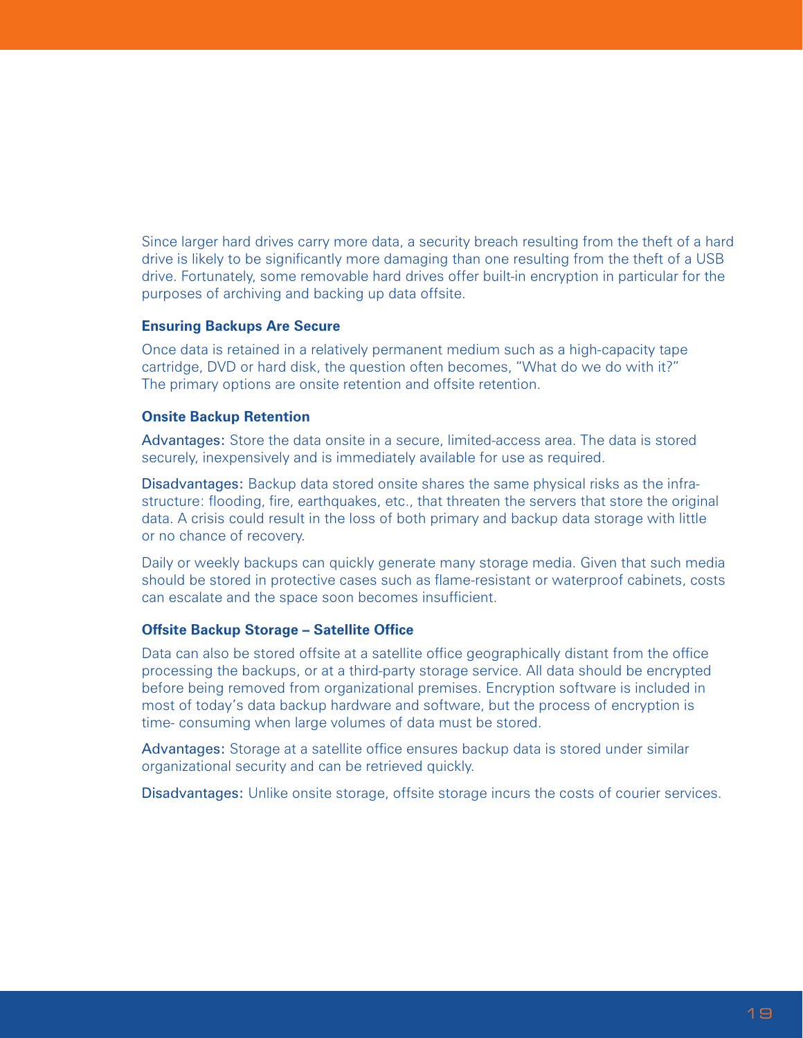Since larger hard drives carry more data, a security breach resulting from the theft of a hard drive is likely to be significantly more damaging than one resulting from the theft of a USB drive. Fortunately, some removable hard drives offer built-in encryption in particular for the purposes of archiving and backing up data offsite.

### Ensuring Backups Are Secure

Once data is retained in a relatively permanent medium such as a high-capacity tape cartridge, DVD or hard disk, the question often becomes, "What do we do with it?" The primary options are onsite retention and offsite retention.

### Onsite Backup Retention

Advantages: Store the data onsite in a secure, limited-access area. The data is stored securely, inexpensively and is immediately available for use as required.

Disadvantages: Backup data stored onsite shares the same physical risks as the infrastructure: flooding, fire, earthquakes, etc., that threaten the servers that store the original data. A crisis could result in the loss of both primary and backup data storage with little or no chance of recovery.

Daily or weekly backups can quickly generate many storage media. Given that such media should be stored in protective cases such as flame-resistant or waterproof cabinets, costs can escalate and the space soon becomes insufficient.

### Offsite Backup Storage – Satellite Office

Data can also be stored offsite at a satellite office geographically distant from the office processing the backups, or at a third-party storage service. All data should be encrypted before being removed from organizational premises. Encryption software is included in most of today's data backup hardware and software, but the process of encryption is time- consuming when large volumes of data must be stored.

Advantages: Storage at a satellite office ensures backup data is stored under similar organizational security and can be retrieved quickly.

Disadvantages: Unlike onsite storage, offsite storage incurs the costs of courier services.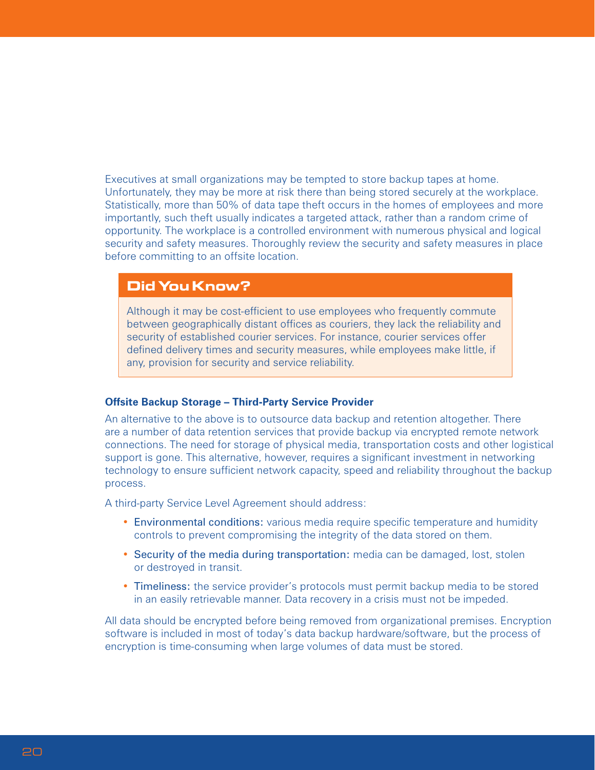Executives at small organizations may be tempted to store backup tapes at home. Unfortunately, they may be more at risk there than being stored securely at the workplace. Statistically, more than 50% of data tape theft occurs in the homes of employees and more importantly, such theft usually indicates a targeted attack, rather than a random crime of opportunity. The workplace is a controlled environment with numerous physical and logical security and safety measures. Thoroughly review the security and safety measures in place before committing to an offsite location.

> **Did You Know?**
>
> Although it may be cost-efficient to use employees who frequently commute between geographically distant offices as couriers, they lack the reliability and security of established courier services. For instance, courier services offer defined delivery times and security measures, while employees make little, if any, provision for security and service reliability.

#### Offsite Backup Storage – Third-Party Service Provider

An alternative to the above is to outsource data backup and retention altogether. There are a number of data retention services that provide backup via encrypted remote network connections. The need for storage of physical media, transportation costs and other logistical support is gone. This alternative, however, requires a significant investment in networking technology to ensure sufficient network capacity, speed and reliability throughout the backup process.

A third-party Service Level Agreement should address:

- Environmental conditions: various media require specific temperature and humidity controls to prevent compromising the integrity of the data stored on them.
- Security of the media during transportation: media can be damaged, lost, stolen or destroyed in transit.
- Timeliness: the service provider's protocols must permit backup media to be stored in an easily retrievable manner. Data recovery in a crisis must not be impeded.

All data should be encrypted before being removed from organizational premises. Encryption software is included in most of today's data backup hardware/software, but the process of encryption is time-consuming when large volumes of data must be stored.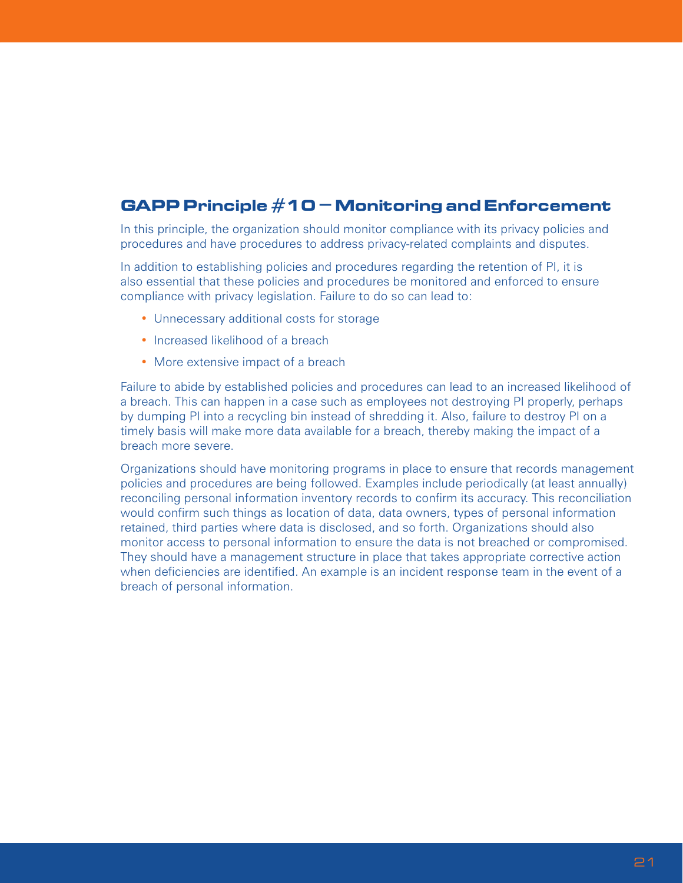## GAPP Principle #10 – Monitoring and Enforcement

In this principle, the organization should monitor compliance with its privacy policies and procedures and have procedures to address privacy-related complaints and disputes.

In addition to establishing policies and procedures regarding the retention of PI, it is also essential that these policies and procedures be monitored and enforced to ensure compliance with privacy legislation. Failure to do so can lead to:

- Unnecessary additional costs for storage
- Increased likelihood of a breach
- More extensive impact of a breach

Failure to abide by established policies and procedures can lead to an increased likelihood of a breach. This can happen in a case such as employees not destroying PI properly, perhaps by dumping PI into a recycling bin instead of shredding it. Also, failure to destroy PI on a timely basis will make more data available for a breach, thereby making the impact of a breach more severe.

Organizations should have monitoring programs in place to ensure that records management policies and procedures are being followed. Examples include periodically (at least annually) reconciling personal information inventory records to confirm its accuracy. This reconciliation would confirm such things as location of data, data owners, types of personal information retained, third parties where data is disclosed, and so forth. Organizations should also monitor access to personal information to ensure the data is not breached or compromised. They should have a management structure in place that takes appropriate corrective action when deficiencies are identified. An example is an incident response team in the event of a breach of personal information.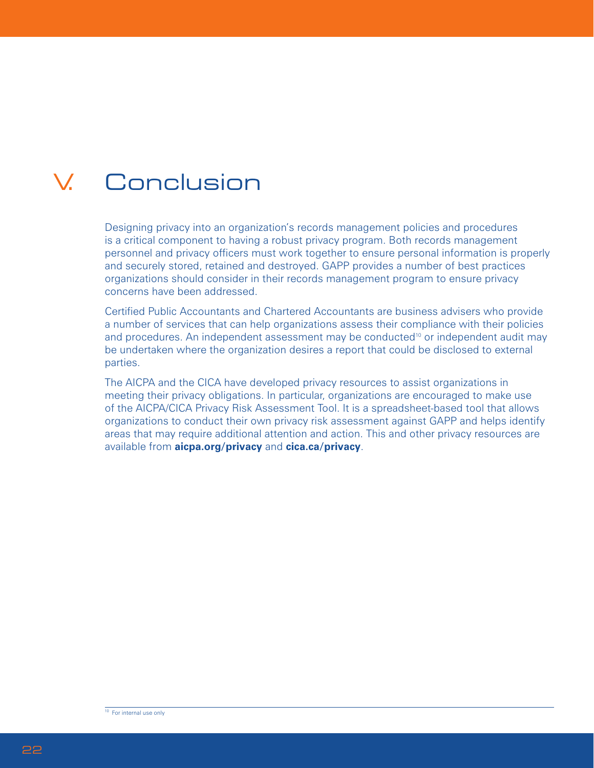# V. Conclusion

Designing privacy into an organization's records management policies and procedures is a critical component to having a robust privacy program. Both records management personnel and privacy officers must work together to ensure personal information is properly and securely stored, retained and destroyed. GAPP provides a number of best practices organizations should consider in their records management program to ensure privacy concerns have been addressed.

Certified Public Accountants and Chartered Accountants are business advisers who provide a number of services that can help organizations assess their compliance with their policies and procedures. An independent assessment may be conducted[10] or independent audit may be undertaken where the organization desires a report that could be disclosed to external parties.

The AICPA and the CICA have developed privacy resources to assist organizations in meeting their privacy obligations. In particular, organizations are encouraged to make use of the AICPA/CICA Privacy Risk Assessment Tool. It is a spreadsheet-based tool that allows organizations to conduct their own privacy risk assessment against GAPP and helps identify areas that may require additional attention and action. This and other privacy resources are available from **aicpa.org/privacy** and **cica.ca/privacy**.

---

[10] For internal use only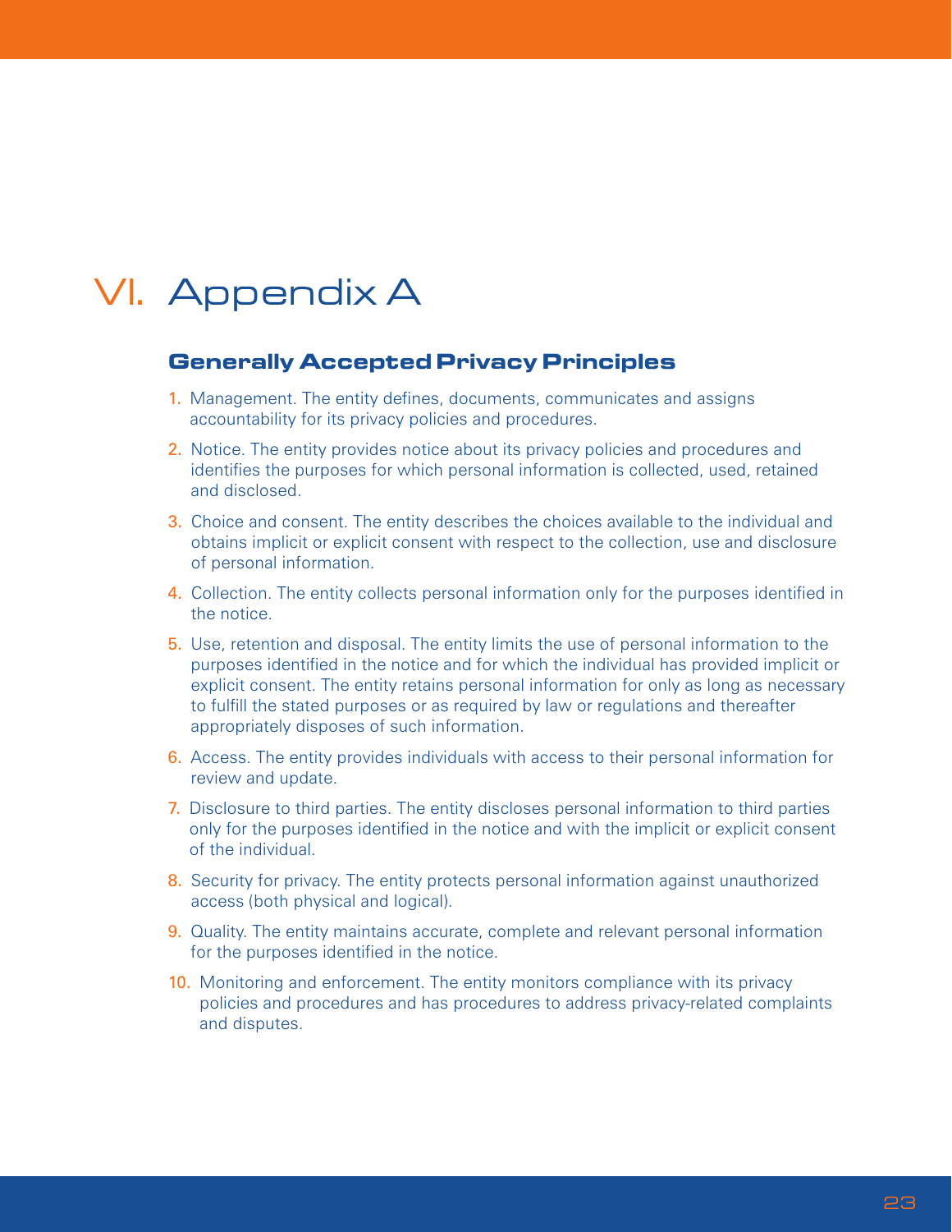# VI. Appendix A

## Generally Accepted Privacy Principles

1. Management. The entity defines, documents, communicates and assigns accountability for its privacy policies and procedures.
2. Notice. The entity provides notice about its privacy policies and procedures and identifies the purposes for which personal information is collected, used, retained and disclosed.
3. Choice and consent. The entity describes the choices available to the individual and obtains implicit or explicit consent with respect to the collection, use and disclosure of personal information.
4. Collection. The entity collects personal information only for the purposes identified in the notice.
5. Use, retention and disposal. The entity limits the use of personal information to the purposes identified in the notice and for which the individual has provided implicit or explicit consent. The entity retains personal information for only as long as necessary to fulfill the stated purposes or as required by law or regulations and thereafter appropriately disposes of such information.
6. Access. The entity provides individuals with access to their personal information for review and update.
7. Disclosure to third parties. The entity discloses personal information to third parties only for the purposes identified in the notice and with the implicit or explicit consent of the individual.
8. Security for privacy. The entity protects personal information against unauthorized access (both physical and logical).
9. Quality. The entity maintains accurate, complete and relevant personal information for the purposes identified in the notice.
10. Monitoring and enforcement. The entity monitors compliance with its privacy policies and procedures and has procedures to address privacy-related complaints and disputes.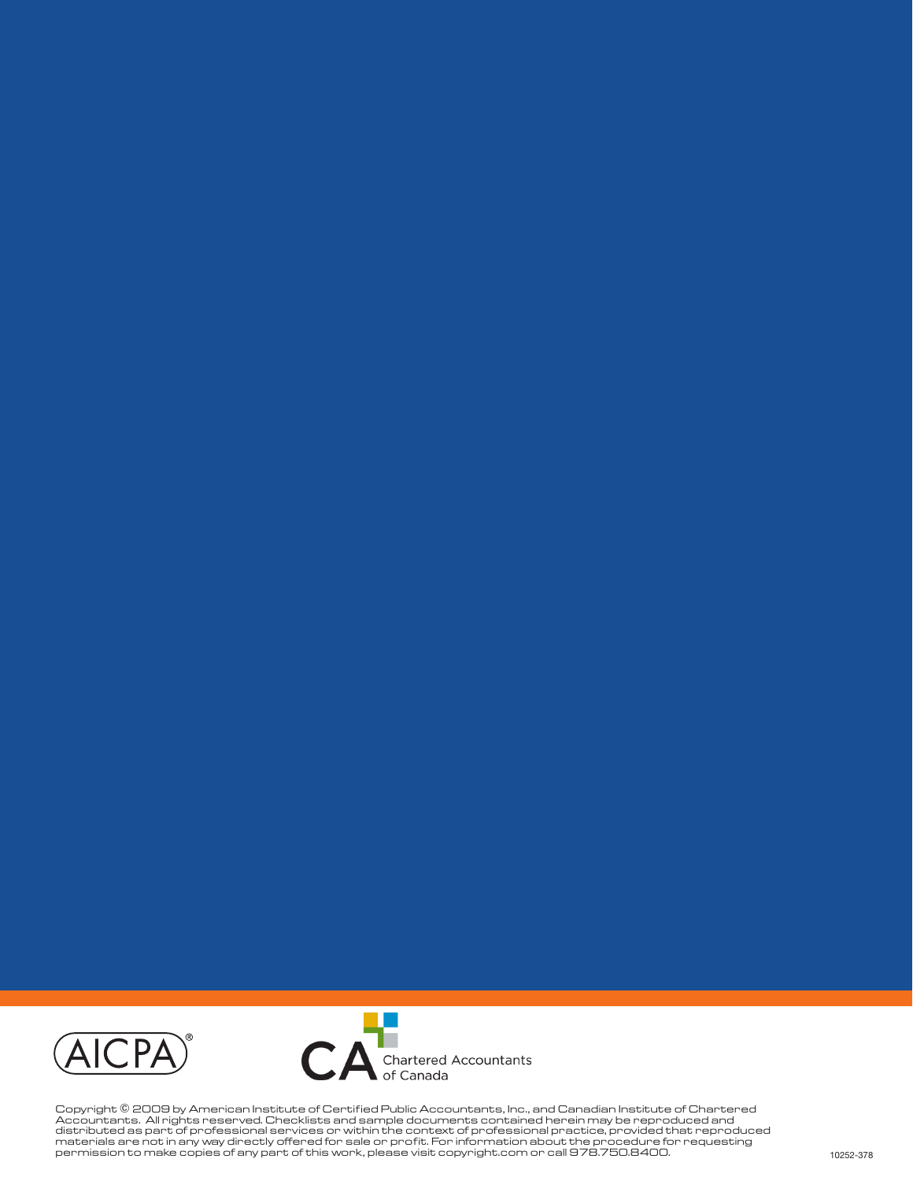AICPA®

Chartered Accountants of Canada

Copyright © 2009 by American Institute of Certified Public Accountants, Inc., and Canadian Institute of Chartered Accountants. All rights reserved. Checklists and sample documents contained herein may be reproduced and distributed as part of professional services or within the context of professional practice, provided that reproduced materials are not in any way directly offered for sale or profit. For information about the procedure for requesting permission to make copies of any part of this work, please visit copyright.com or call 978.750.8400.

10252-378